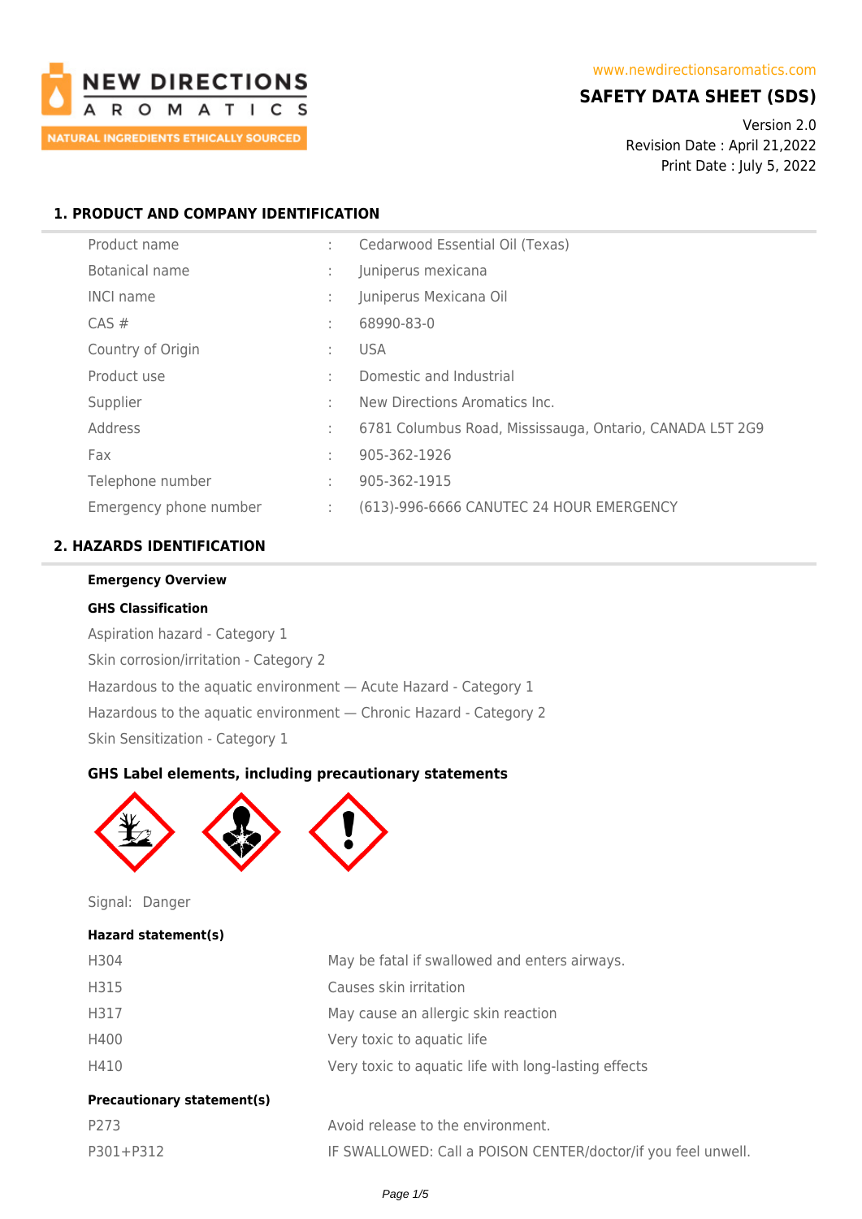NEW DIRECTIONS AROMATICS
NATURAL INGREDIENTS ETHICALLY SOURCED

www.newdirectionsaromatics.com

# SAFETY DATA SHEET (SDS)

Version 2.0
Revision Date : April 21,2022
Print Date : July 5, 2022

## 1. PRODUCT AND COMPANY IDENTIFICATION

| | | |
|---|---|---|
| Product name | : | Cedarwood Essential Oil (Texas) |
| Botanical name | : | Juniperus mexicana |
| INCI name | : | Juniperus Mexicana Oil |
| CAS # | : | 68990-83-0 |
| Country of Origin | : | USA |
| Product use | : | Domestic and Industrial |
| Supplier | : | New Directions Aromatics Inc. |
| Address | : | 6781 Columbus Road, Mississauga, Ontario, CANADA L5T 2G9 |
| Fax | : | 905-362-1926 |
| Telephone number | : | 905-362-1915 |
| Emergency phone number | : | (613)-996-6666 CANUTEC 24 HOUR EMERGENCY |

## 2. HAZARDS IDENTIFICATION

**Emergency Overview**

**GHS Classification**

Aspiration hazard - Category 1

Skin corrosion/irritation - Category 2

Hazardous to the aquatic environment — Acute Hazard - Category 1

Hazardous to the aquatic environment — Chronic Hazard - Category 2

Skin Sensitization - Category 1

### GHS Label elements, including precautionary statements

Signal: Danger

**Hazard statement(s)**

| | |
|---|---|
| H304 | May be fatal if swallowed and enters airways. |
| H315 | Causes skin irritation |
| H317 | May cause an allergic skin reaction |
| H400 | Very toxic to aquatic life |
| H410 | Very toxic to aquatic life with long-lasting effects |

**Precautionary statement(s)**

| | |
|---|---|
| P273 | Avoid release to the environment. |
| P301+P312 | IF SWALLOWED: Call a POISON CENTER/doctor/if you feel unwell. |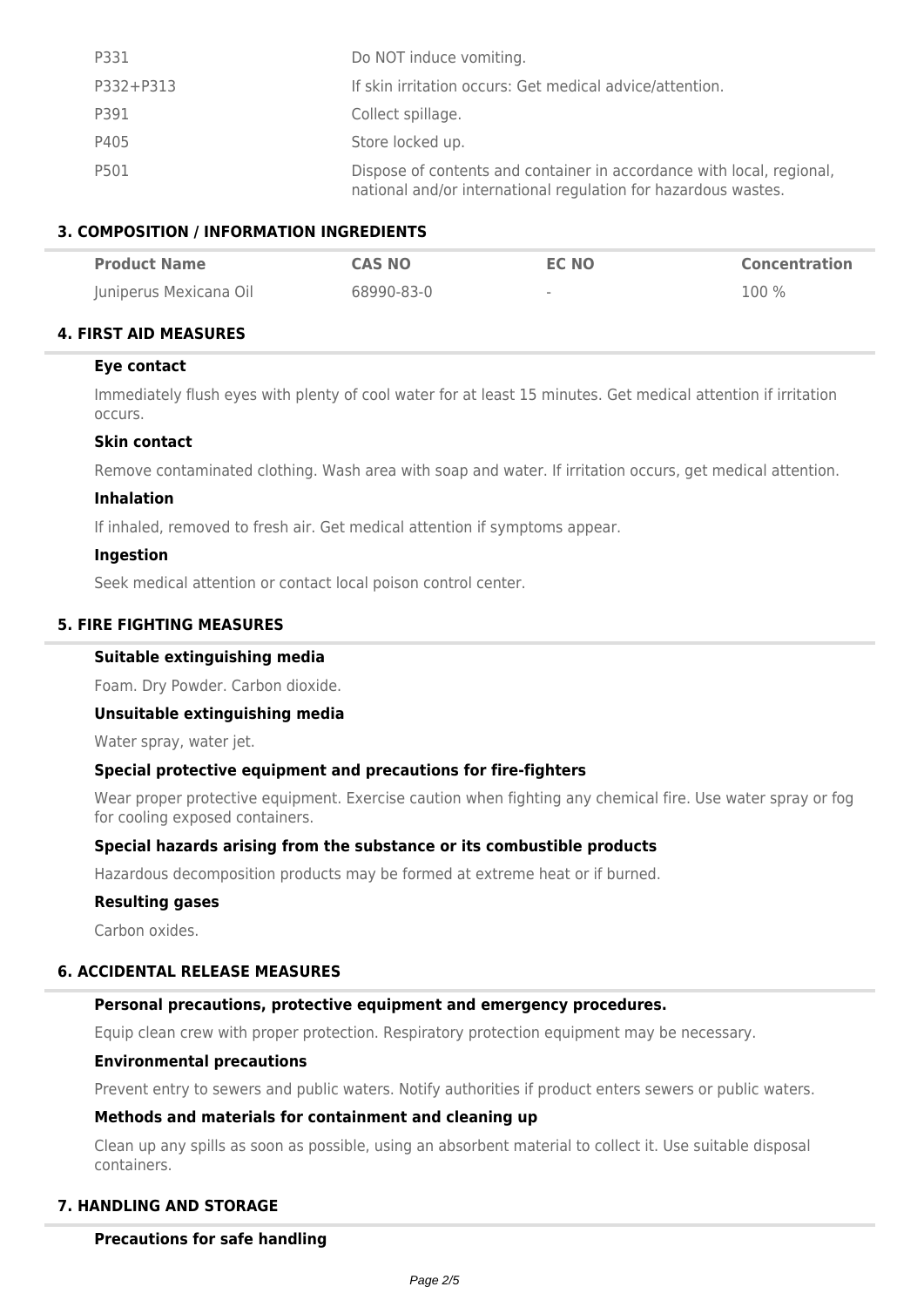| | |
|---|---|
| P331 | Do NOT induce vomiting. |
| P332+P313 | If skin irritation occurs: Get medical advice/attention. |
| P391 | Collect spillage. |
| P405 | Store locked up. |
| P501 | Dispose of contents and container in accordance with local, regional, national and/or international regulation for hazardous wastes. |

## 3. COMPOSITION / INFORMATION INGREDIENTS

| Product Name | CAS NO | EC NO | Concentration |
|---|---|---|---|
| Juniperus Mexicana Oil | 68990-83-0 | - | 100 % |

## 4. FIRST AID MEASURES

### Eye contact

Immediately flush eyes with plenty of cool water for at least 15 minutes. Get medical attention if irritation occurs.

### Skin contact

Remove contaminated clothing. Wash area with soap and water. If irritation occurs, get medical attention.

### Inhalation

If inhaled, removed to fresh air. Get medical attention if symptoms appear.

### Ingestion

Seek medical attention or contact local poison control center.

## 5. FIRE FIGHTING MEASURES

### Suitable extinguishing media

Foam. Dry Powder. Carbon dioxide.

### Unsuitable extinguishing media

Water spray, water jet.

### Special protective equipment and precautions for fire-fighters

Wear proper protective equipment. Exercise caution when fighting any chemical fire. Use water spray or fog for cooling exposed containers.

### Special hazards arising from the substance or its combustible products

Hazardous decomposition products may be formed at extreme heat or if burned.

### Resulting gases

Carbon oxides.

## 6. ACCIDENTAL RELEASE MEASURES

### Personal precautions, protective equipment and emergency procedures.

Equip clean crew with proper protection. Respiratory protection equipment may be necessary.

### Environmental precautions

Prevent entry to sewers and public waters. Notify authorities if product enters sewers or public waters.

### Methods and materials for containment and cleaning up

Clean up any spills as soon as possible, using an absorbent material to collect it. Use suitable disposal containers.

## 7. HANDLING AND STORAGE

### Precautions for safe handling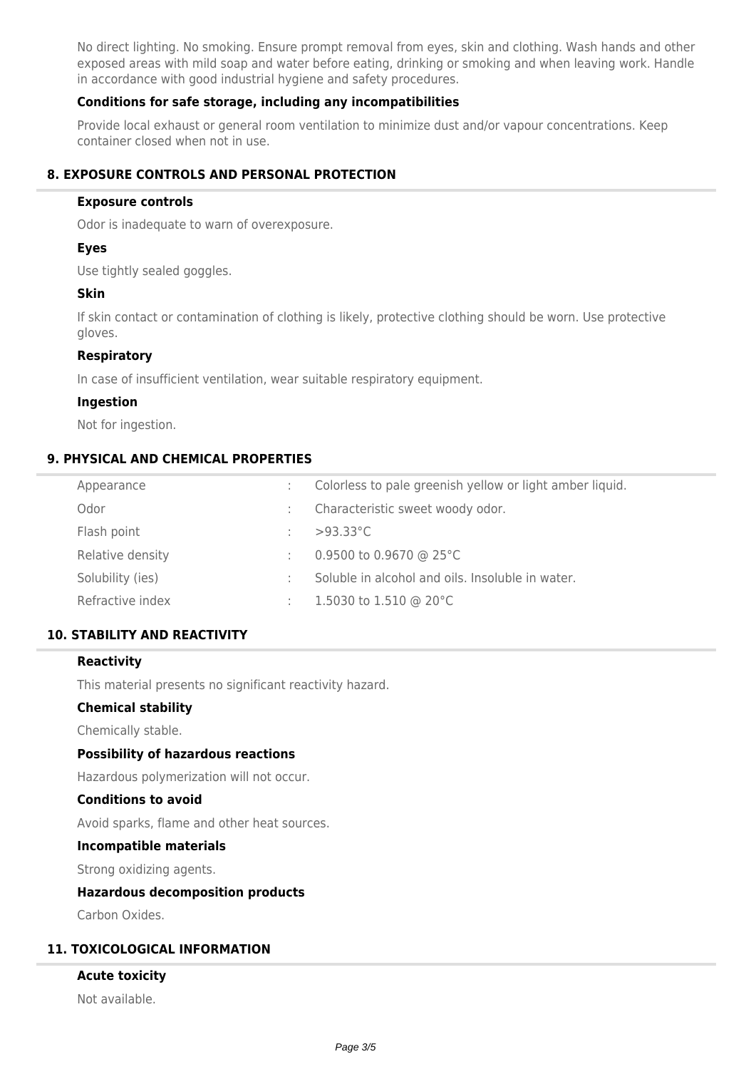No direct lighting. No smoking. Ensure prompt removal from eyes, skin and clothing. Wash hands and other exposed areas with mild soap and water before eating, drinking or smoking and when leaving work. Handle in accordance with good industrial hygiene and safety procedures.

### Conditions for safe storage, including any incompatibilities

Provide local exhaust or general room ventilation to minimize dust and/or vapour concentrations. Keep container closed when not in use.

## 8. EXPOSURE CONTROLS AND PERSONAL PROTECTION

### Exposure controls

Odor is inadequate to warn of overexposure.

### Eyes

Use tightly sealed goggles.

### Skin

If skin contact or contamination of clothing is likely, protective clothing should be worn. Use protective gloves.

### Respiratory

In case of insufficient ventilation, wear suitable respiratory equipment.

### Ingestion

Not for ingestion.

## 9. PHYSICAL AND CHEMICAL PROPERTIES

| Property | | Value |
|---|---|---|
| Appearance | : | Colorless to pale greenish yellow or light amber liquid. |
| Odor | : | Characteristic sweet woody odor. |
| Flash point | : | >93.33°C |
| Relative density | : | 0.9500 to 0.9670 @ 25°C |
| Solubility (ies) | : | Soluble in alcohol and oils. Insoluble in water. |
| Refractive index | : | 1.5030 to 1.510 @ 20°C |

## 10. STABILITY AND REACTIVITY

### Reactivity

This material presents no significant reactivity hazard.

### Chemical stability

Chemically stable.

### Possibility of hazardous reactions

Hazardous polymerization will not occur.

### Conditions to avoid

Avoid sparks, flame and other heat sources.

### Incompatible materials

Strong oxidizing agents.

### Hazardous decomposition products

Carbon Oxides.

## 11. TOXICOLOGICAL INFORMATION

### Acute toxicity

Not available.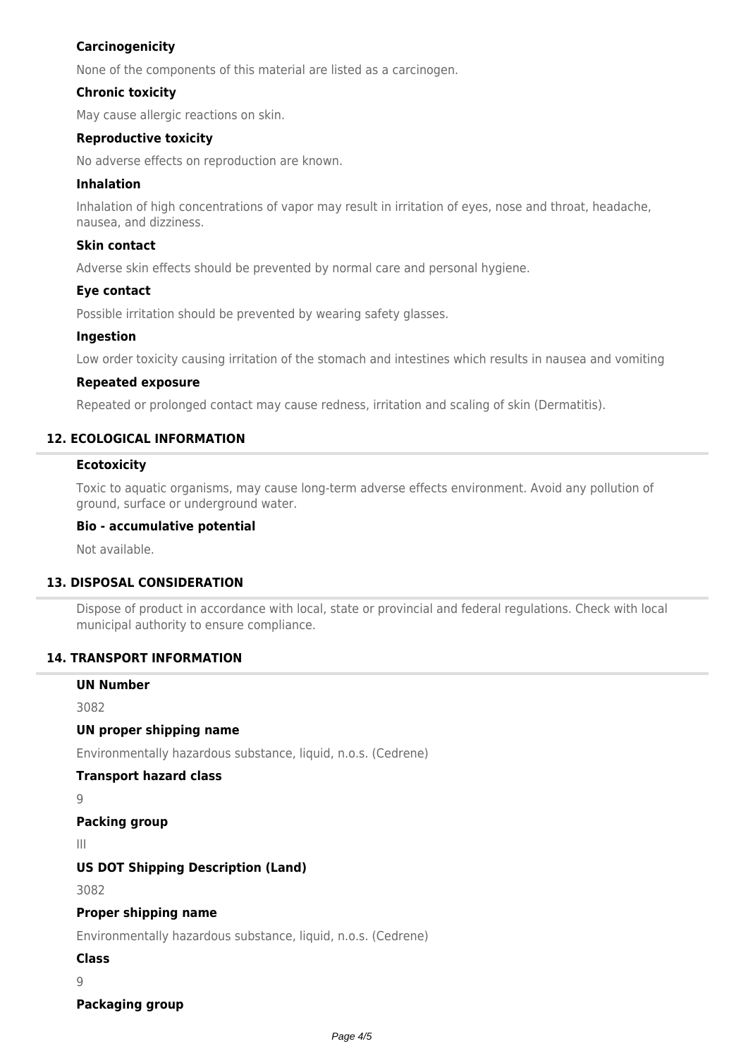### Carcinogenicity

None of the components of this material are listed as a carcinogen.

### Chronic toxicity

May cause allergic reactions on skin.

### Reproductive toxicity

No adverse effects on reproduction are known.

### Inhalation

Inhalation of high concentrations of vapor may result in irritation of eyes, nose and throat, headache, nausea, and dizziness.

### Skin contact

Adverse skin effects should be prevented by normal care and personal hygiene.

### Eye contact

Possible irritation should be prevented by wearing safety glasses.

### Ingestion

Low order toxicity causing irritation of the stomach and intestines which results in nausea and vomiting

### Repeated exposure

Repeated or prolonged contact may cause redness, irritation and scaling of skin (Dermatitis).

## 12. ECOLOGICAL INFORMATION

### Ecotoxicity

Toxic to aquatic organisms, may cause long-term adverse effects environment. Avoid any pollution of ground, surface or underground water.

### Bio - accumulative potential

Not available.

## 13. DISPOSAL CONSIDERATION

Dispose of product in accordance with local, state or provincial and federal regulations. Check with local municipal authority to ensure compliance.

## 14. TRANSPORT INFORMATION

### UN Number

3082

### UN proper shipping name

Environmentally hazardous substance, liquid, n.o.s. (Cedrene)

### Transport hazard class

9

### Packing group

III

### US DOT Shipping Description (Land)

3082

### Proper shipping name

Environmentally hazardous substance, liquid, n.o.s. (Cedrene)

### Class

9

### Packaging group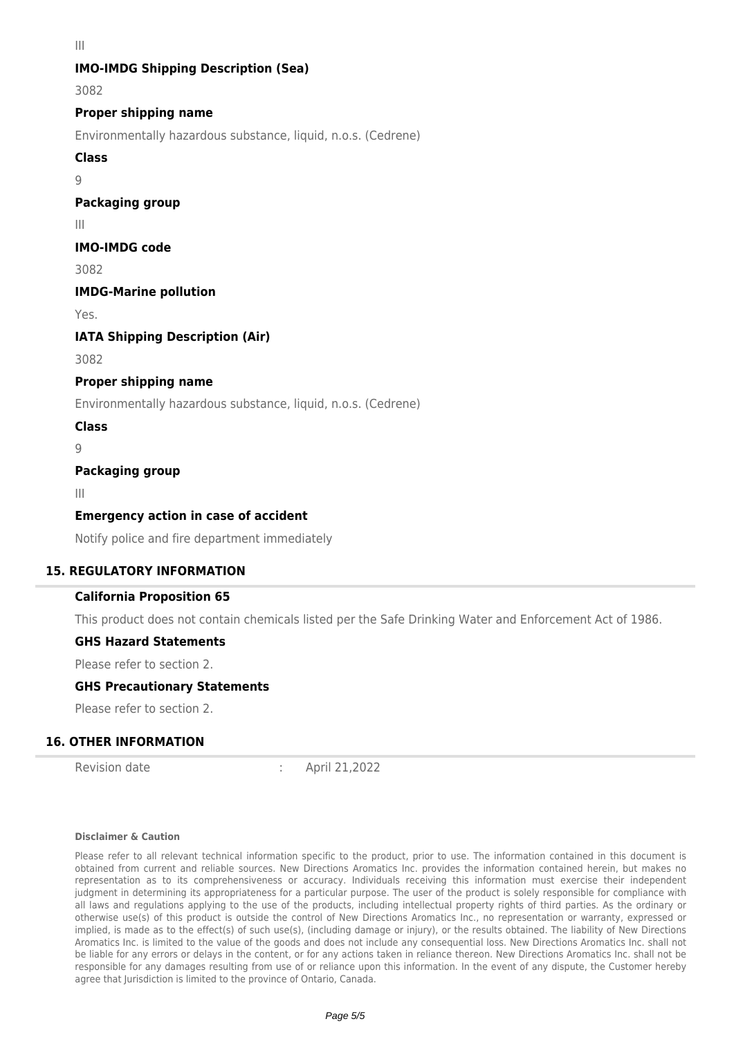III

**IMO-IMDG Shipping Description (Sea)**

3082

**Proper shipping name**

Environmentally hazardous substance, liquid, n.o.s. (Cedrene)

**Class**

9

**Packaging group**

III

**IMO-IMDG code**

3082

**IMDG-Marine pollution**

Yes.

**IATA Shipping Description (Air)**

3082

**Proper shipping name**

Environmentally hazardous substance, liquid, n.o.s. (Cedrene)

**Class**

9

**Packaging group**

III

**Emergency action in case of accident**

Notify police and fire department immediately

## 15. REGULATORY INFORMATION

**California Proposition 65**

This product does not contain chemicals listed per the Safe Drinking Water and Enforcement Act of 1986.

**GHS Hazard Statements**

Please refer to section 2.

**GHS Precautionary Statements**

Please refer to section 2.

## 16. OTHER INFORMATION

Revision date : April 21,2022

**Disclaimer & Caution**

Please refer to all relevant technical information specific to the product, prior to use. The information contained in this document is obtained from current and reliable sources. New Directions Aromatics Inc. provides the information contained herein, but makes no representation as to its comprehensiveness or accuracy. Individuals receiving this information must exercise their independent judgment in determining its appropriateness for a particular purpose. The user of the product is solely responsible for compliance with all laws and regulations applying to the use of the products, including intellectual property rights of third parties. As the ordinary or otherwise use(s) of this product is outside the control of New Directions Aromatics Inc., no representation or warranty, expressed or implied, is made as to the effect(s) of such use(s), (including damage or injury), or the results obtained. The liability of New Directions Aromatics Inc. is limited to the value of the goods and does not include any consequential loss. New Directions Aromatics Inc. shall not be liable for any errors or delays in the content, or for any actions taken in reliance thereon. New Directions Aromatics Inc. shall not be responsible for any damages resulting from use of or reliance upon this information. In the event of any dispute, the Customer hereby agree that Jurisdiction is limited to the province of Ontario, Canada.